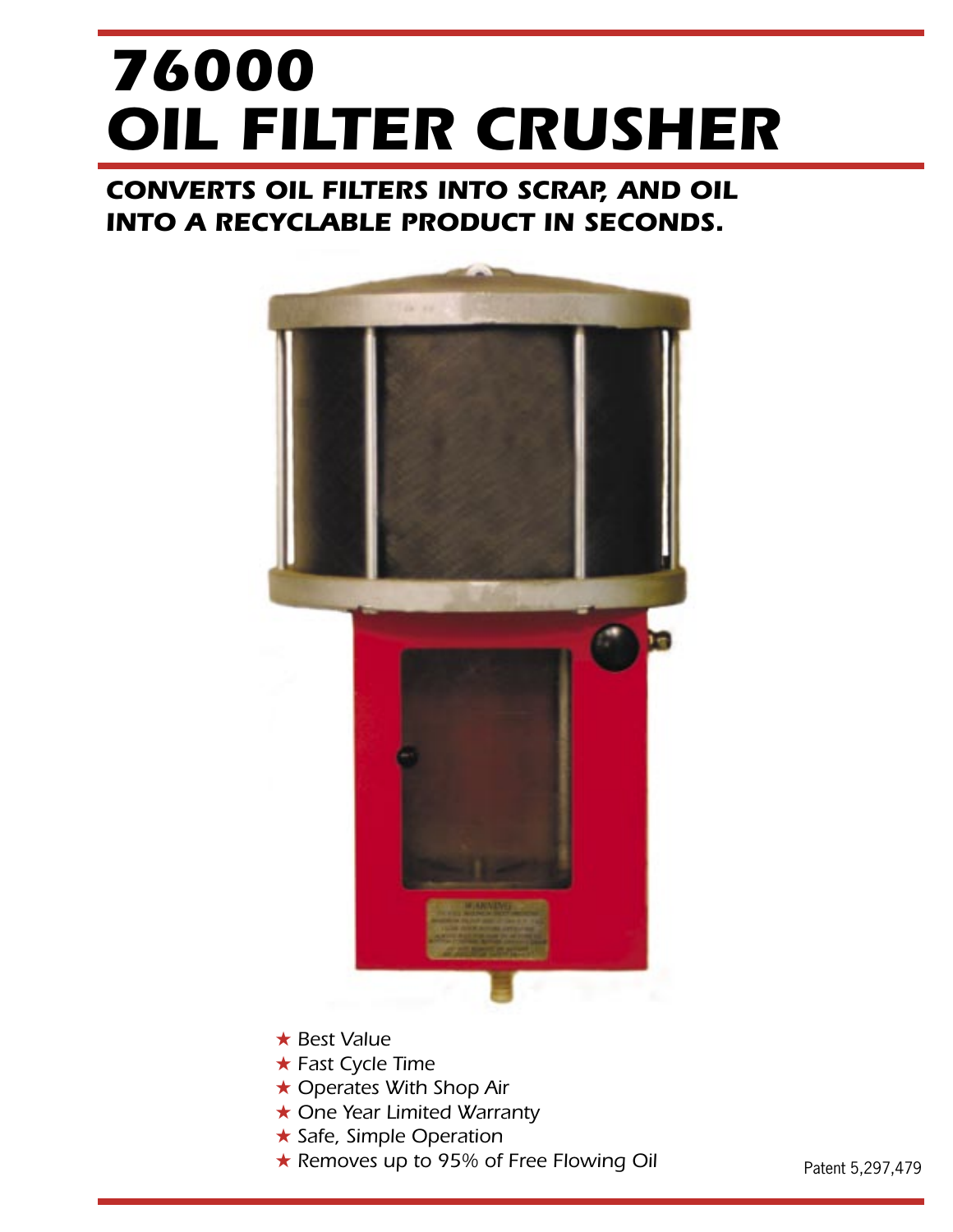# 76000 OIL FILTER CRUSHER

## CONVERTS OIL FILTERS INTO SCRAP, AND OIL INTO A RECYCLABLE PRODUCT IN SECONDS.

- ★ Best Value
- ★ Fast Cycle Time
- ★ Operates With Shop Air
- ★ One Year Limited Warranty
- ★ Safe, Simple Operation
- ★ Removes up to 95% of Free Flowing Oil

Patent 5,297,479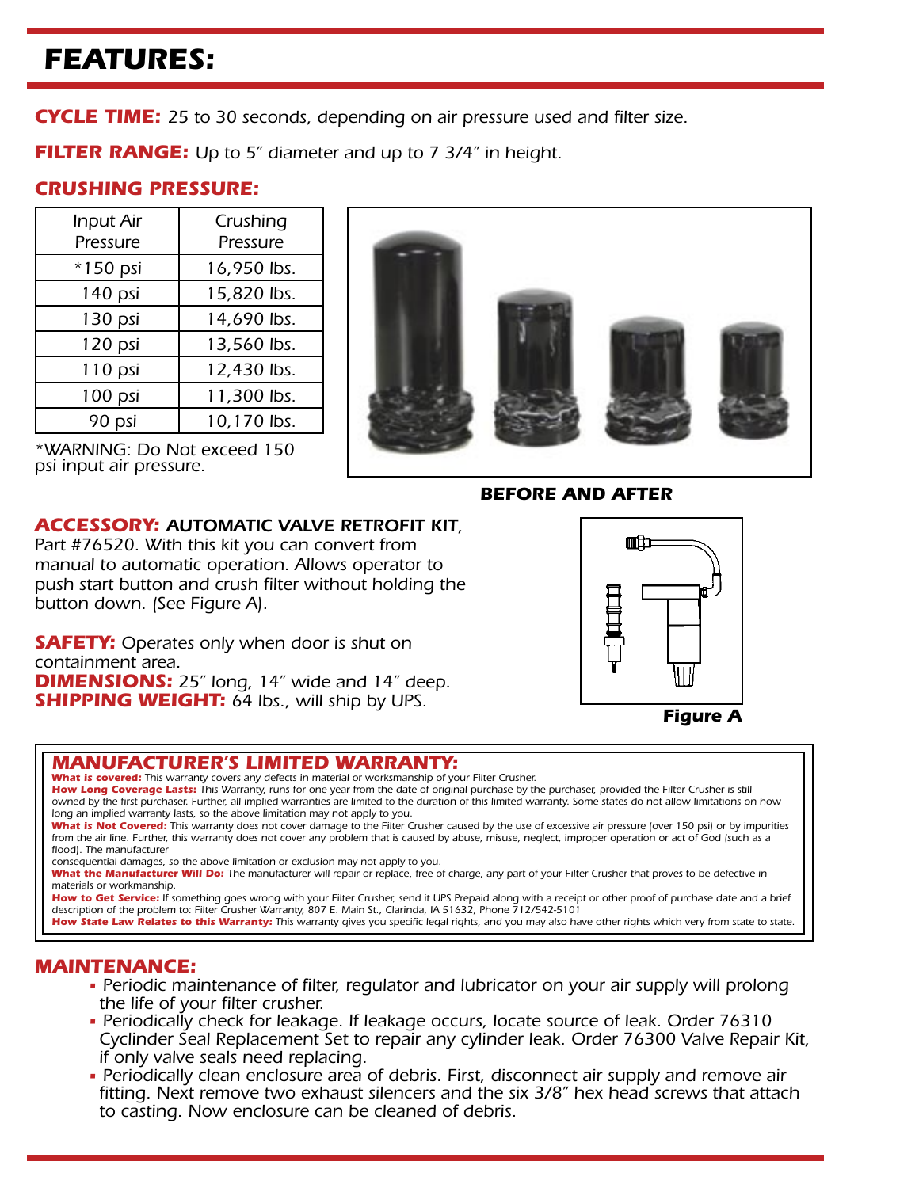# FEATURES:

**CYCLE TIME:** *25 to 30 seconds, depending on air pressure used and filter size.*

**FILTER RANGE:** Up to 5" diameter and up to 7 3/4" in height.

**CRUSHING PRESSURE:**

| Input Air Pressure | Crushing Pressure |
|---|---|
| *150 psi | 16,950 lbs. |
| 140 psi | 15,820 lbs. |
| 130 psi | 14,690 lbs. |
| 120 psi | 13,560 lbs. |
| 110 psi | 12,430 lbs. |
| 100 psi | 11,300 lbs. |
| 90 psi | 10,170 lbs. |

*WARNING: Do Not exceed 150 psi input air pressure.

**BEFORE AND AFTER**

**ACCESSORY:** ***AUTOMATIC VALVE RETROFIT KIT***, Part #76520. With this kit you can convert from manual to automatic operation. Allows operator to push start button and crush filter without holding the button down. (See Figure A).

**SAFETY:** Operates only when door is shut on containment area.
**DIMENSIONS:** 25" long, 14" wide and 14" deep.
**SHIPPING WEIGHT:** 64 lbs., will ship by UPS.

**Figure A**

## MANUFACTURER'S LIMITED WARRANTY:

**What is covered:** This warranty covers any defects in material or workmanship of your Filter Crusher.
**How Long Coverage Lasts:** This Warranty, runs for one year from the date of original purchase by the purchaser, provided the Filter Crusher is still owned by the first purchaser. Further, all implied warranties are limited to the duration of this limited warranty. Some states do not allow limitations on how long an implied warranty lasts, so the above limitation may not apply to you.
**What is Not Covered:** This warranty does not cover damage to the Filter Crusher caused by the use of excessive air pressure (over 150 psi) or by impurities from the air line. Further, this warranty does not cover any problem that is caused by abuse, misuse, neglect, improper operation or act of God (such as a flood). The manufacturer
consequential damages, so the above limitation or exclusion may not apply to you.
**What the Manufacturer Will Do:** The manufacturer will repair or replace, free of charge, any part of your Filter Crusher that proves to be defective in materials or workmanship.
**How to Get Service:** If something goes wrong with your Filter Crusher, send it UPS Prepaid along with a receipt or other proof of purchase date and a brief description of the problem to: Filter Crusher Warranty, 807 E. Main St., Clarinda, IA 51632, Phone 712/542-5101
**How State Law Relates to this Warranty:** This warranty gives you specific legal rights, and you may also have other rights which very from state to state.

## MAINTENANCE:

- Periodic maintenance of filter, regulator and lubricator on your air supply will prolong the life of your filter crusher.
- Periodically check for leakage. If leakage occurs, locate source of leak. Order 76310 Cyclinder Seal Replacement Set to repair any cylinder leak. Order 76300 Valve Repair Kit, if only valve seals need replacing.
- Periodically clean enclosure area of debris. First, disconnect air supply and remove air fitting. Next remove two exhaust silencers and the six 3/8" hex head screws that attach to casting. Now enclosure can be cleaned of debris.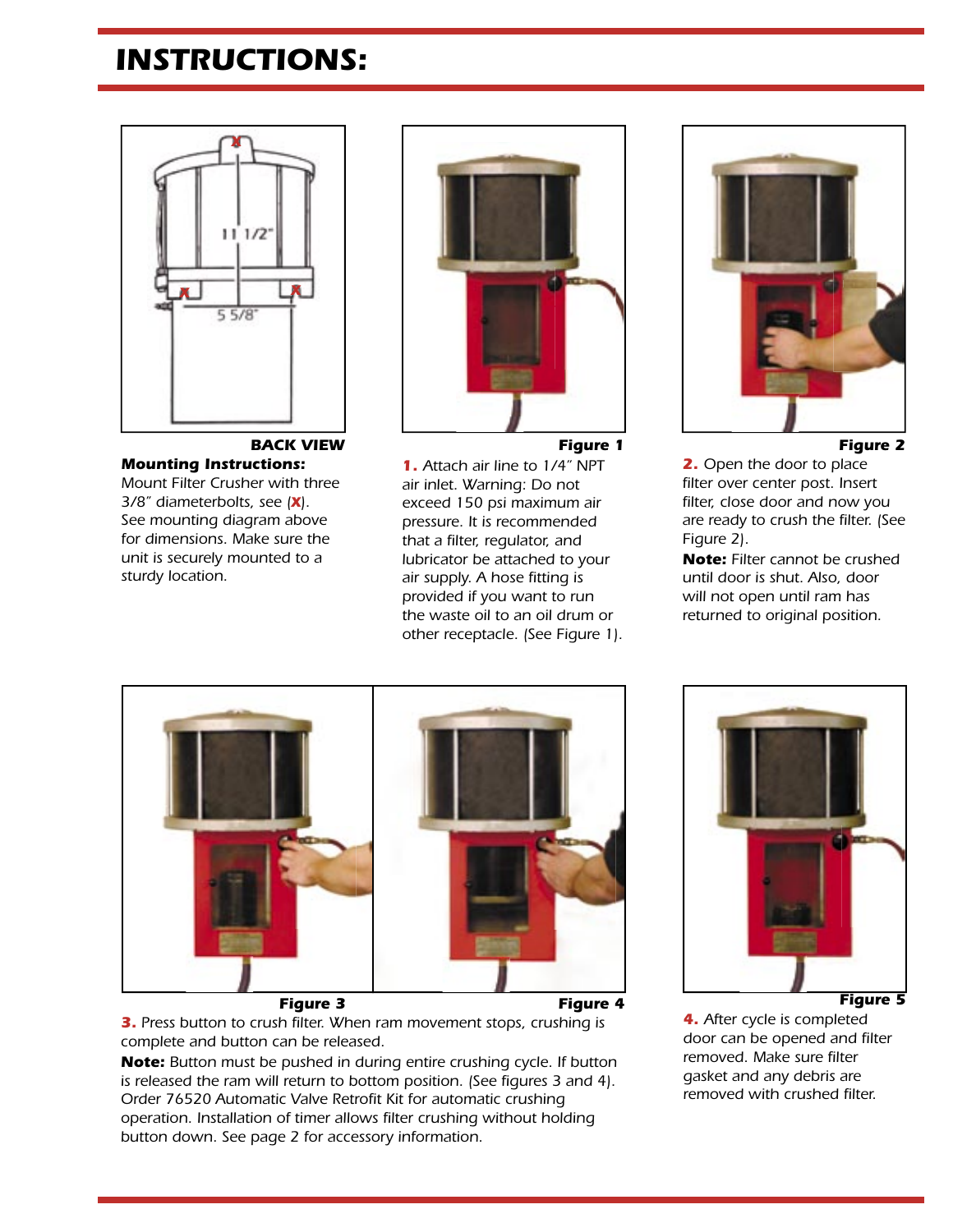# INSTRUCTIONS:

11 1/2"

5 5/8"

**BACK VIEW**

**Mounting Instructions:**
Mount Filter Crusher with three 3/8" diameterbolts, see (**X**). See mounting diagram above for dimensions. Make sure the unit is securely mounted to a sturdy location.

**Figure 1**

**1.** Attach air line to 1/4" NPT air inlet. Warning: Do not exceed 150 psi maximum air pressure. It is recommended that a filter, regulator, and lubricator be attached to your air supply. A hose fitting is provided if you want to run the waste oil to an oil drum or other receptacle. (See Figure 1).

**Figure 2**

**2.** Open the door to place filter over center post. Insert filter, close door and now you are ready to crush the filter. (See Figure 2).

**Note:** Filter cannot be crushed until door is shut. Also, door will not open until ram has returned to original position.

**Figure 3** **Figure 4**

**3.** Press button to crush filter. When ram movement stops, crushing is complete and button can be released.

**Note:** Button must be pushed in during entire crushing cycle. If button is released the ram will return to bottom position. (See figures 3 and 4). Order 76520 Automatic Valve Retrofit Kit for automatic crushing operation. Installation of timer allows filter crushing without holding button down. See page 2 for accessory information.

**Figure 5**

**4.** After cycle is completed door can be opened and filter removed. Make sure filter gasket and any debris are removed with crushed filter.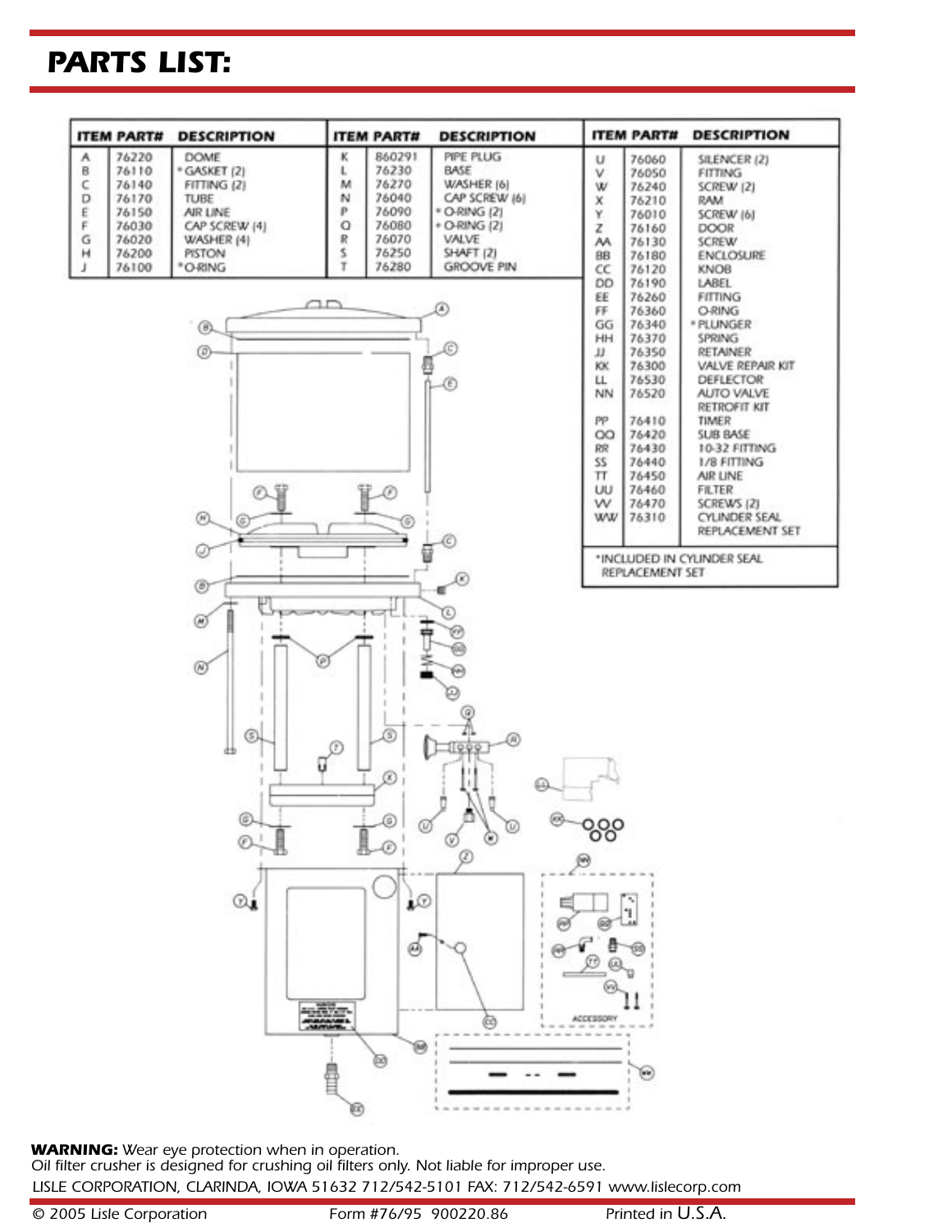# PARTS LIST:

| ITEM | PART# | DESCRIPTION |
|---|---|---|
| A | 76220 | DOME |
| B | 76110 | *GASKET (2) |
| C | 76140 | FITTING (2) |
| D | 76170 | TUBE |
| E | 76150 | AIR LINE |
| F | 76030 | CAP SCREW (4) |
| G | 76020 | WASHER (4) |
| H | 76200 | PISTON |
| J | 76100 | *O-RING |
| K | 860291 | PIPE PLUG |
| L | 76230 | BASE |
| M | 76270 | WASHER (6) |
| N | 76040 | CAP SCREW (6) |
| P | 76090 | * O-RING (2) |
| Q | 76080 | * O-RING (2) |
| R | 76070 | VALVE |
| S | 76250 | SHAFT (2) |
| T | 76280 | GROOVE PIN |
| U | 76060 | SILENCER (2) |
| V | 76050 | FITTING |
| W | 76240 | SCREW (2) |
| X | 76210 | RAM |
| Y | 76010 | SCREW (6) |
| Z | 76160 | DOOR |
| AA | 76130 | SCREW |
| BB | 76180 | ENCLOSURE |
| CC | 76120 | KNOB |
| DD | 76190 | LABEL |
| EE | 76260 | FITTING |
| FF | 76360 | O-RING |
| GG | 76340 | * PLUNGER |
| HH | 76370 | SPRING |
| JJ | 76350 | RETAINER |
| KK | 76300 | VALVE REPAIR KIT |
| LL | 76530 | DEFLECTOR |
| NN | 76520 | AUTO VALVE RETROFIT KIT |
| PP | 76410 | TIMER |
| QQ | 76420 | SUB BASE |
| RR | 76430 | 10-32 FITTING |
| SS | 76440 | 1/8 FITTING |
| TT | 76450 | AIR LINE |
| UU | 76460 | FILTER |
| VV | 76470 | SCREWS (2) |
| WW | 76310 | CYLINDER SEAL REPLACEMENT SET |

*INCLUDED IN CYLINDER SEAL REPLACEMENT SET

ACCESSORY

**WARNING:** Wear eye protection when in operation.
*Oil filter crusher is designed for crushing oil filters only. Not liable for improper use.*

LISLE CORPORATION, CLARINDA, IOWA 51632 712/542-5101 FAX: 712/542-6591 www.lislecorp.com

© 2005 Lisle Corporation    Form #76/95 900220.86    Printed in U.S.A.